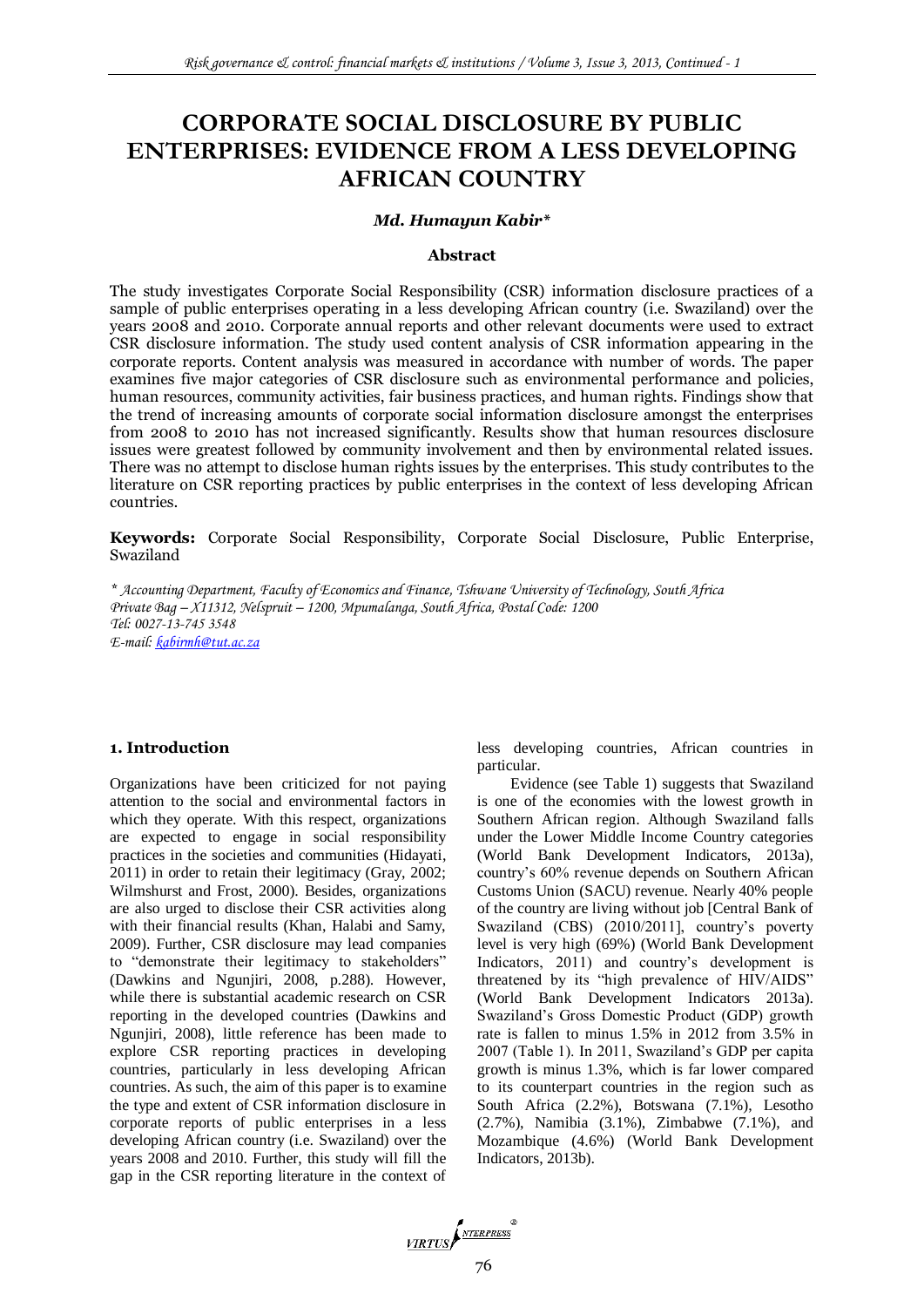# CORPORATE SOCIAL DISCLOSURE BY PUBLIC ENTERPRISES: EVIDENCE FROM A LESS DEVELOPING AFRICAN COUNTRY

***Md. Humayun Kabir****

**Abstract**

The study investigates Corporate Social Responsibility (CSR) information disclosure practices of a sample of public enterprises operating in a less developing African country (i.e. Swaziland) over the years 2008 and 2010. Corporate annual reports and other relevant documents were used to extract CSR disclosure information. The study used content analysis of CSR information appearing in the corporate reports. Content analysis was measured in accordance with number of words. The paper examines five major categories of CSR disclosure such as environmental performance and policies, human resources, community activities, fair business practices, and human rights. Findings show that the trend of increasing amounts of corporate social information disclosure amongst the enterprises from 2008 to 2010 has not increased significantly. Results show that human resources disclosure issues were greatest followed by community involvement and then by environmental related issues. There was no attempt to disclose human rights issues by the enterprises. This study contributes to the literature on CSR reporting practices by public enterprises in the context of less developing African countries.

**Keywords:** Corporate Social Responsibility, Corporate Social Disclosure, Public Enterprise, Swaziland

*\* Accounting Department, Faculty of Economics and Finance, Tshwane University of Technology, South Africa*
*Private Bag – X11312, Nelspruit – 1200, Mpumalanga, South Africa, Postal Code: 1200*
*Tel: 0027-13-745 3548*
*E-mail: kabirmh@tut.ac.za*

## 1. Introduction

Organizations have been criticized for not paying attention to the social and environmental factors in which they operate. With this respect, organizations are expected to engage in social responsibility practices in the societies and communities (Hidayati, 2011) in order to retain their legitimacy (Gray, 2002; Wilmshurst and Frost, 2000). Besides, organizations are also urged to disclose their CSR activities along with their financial results (Khan, Halabi and Samy, 2009). Further, CSR disclosure may lead companies to "demonstrate their legitimacy to stakeholders" (Dawkins and Ngunjiri, 2008, p.288). However, while there is substantial academic research on CSR reporting in the developed countries (Dawkins and Ngunjiri, 2008), little reference has been made to explore CSR reporting practices in developing countries, particularly in less developing African countries. As such, the aim of this paper is to examine the type and extent of CSR information disclosure in corporate reports of public enterprises in a less developing African country (i.e. Swaziland) over the years 2008 and 2010. Further, this study will fill the gap in the CSR reporting literature in the context of less developing countries, African countries in particular.

Evidence (see Table 1) suggests that Swaziland is one of the economies with the lowest growth in Southern African region. Although Swaziland falls under the Lower Middle Income Country categories (World Bank Development Indicators, 2013a), country's 60% revenue depends on Southern African Customs Union (SACU) revenue. Nearly 40% people of the country are living without job [Central Bank of Swaziland (CBS) (2010/2011], country's poverty level is very high (69%) (World Bank Development Indicators, 2011) and country's development is threatened by its "high prevalence of HIV/AIDS" (World Bank Development Indicators 2013a). Swaziland's Gross Domestic Product (GDP) growth rate is fallen to minus 1.5% in 2012 from 3.5% in 2007 (Table 1). In 2011, Swaziland's GDP per capita growth is minus 1.3%, which is far lower compared to its counterpart countries in the region such as South Africa (2.2%), Botswana (7.1%), Lesotho (2.7%), Namibia (3.1%), Zimbabwe (7.1%), and Mozambique (4.6%) (World Bank Development Indicators, 2013b).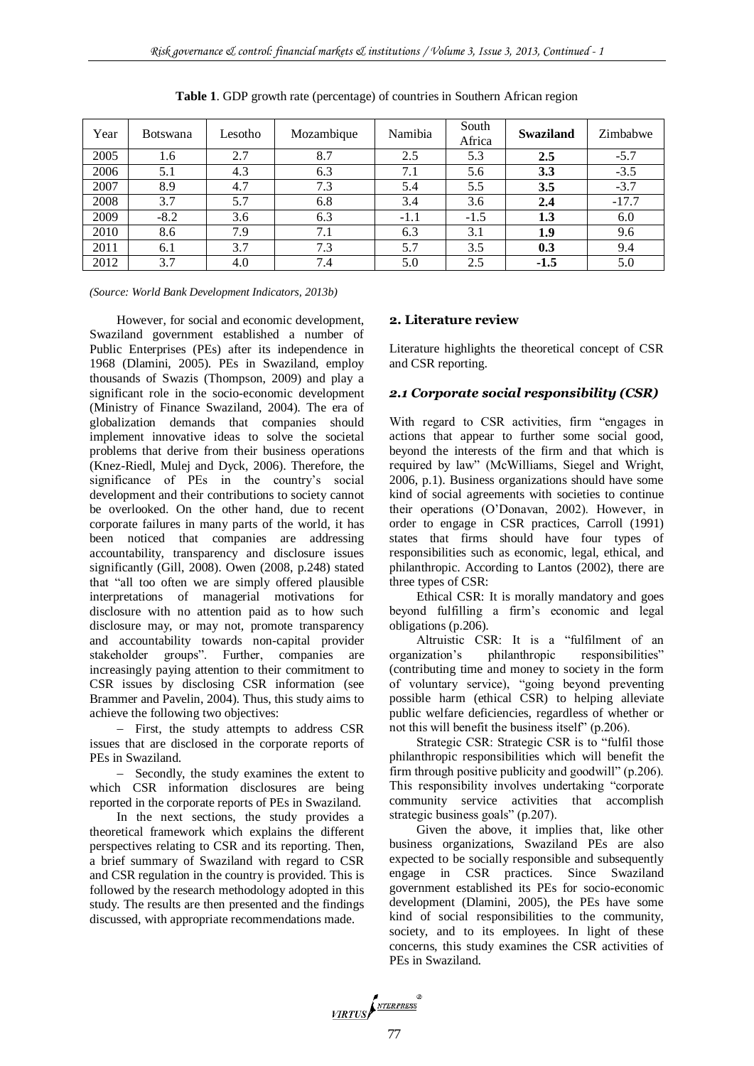**Table 1**. GDP growth rate (percentage) of countries in Southern African region

| Year | Botswana | Lesotho | Mozambique | Namibia | South Africa | **Swaziland** | Zimbabwe |
|---|---|---|---|---|---|---|---|
| 2005 | 1.6 | 2.7 | 8.7 | 2.5 | 5.3 | **2.5** | -5.7 |
| 2006 | 5.1 | 4.3 | 6.3 | 7.1 | 5.6 | **3.3** | -3.5 |
| 2007 | 8.9 | 4.7 | 7.3 | 5.4 | 5.5 | **3.5** | -3.7 |
| 2008 | 3.7 | 5.7 | 6.8 | 3.4 | 3.6 | **2.4** | -17.7 |
| 2009 | -8.2 | 3.6 | 6.3 | -1.1 | -1.5 | **1.3** | 6.0 |
| 2010 | 8.6 | 7.9 | 7.1 | 6.3 | 3.1 | **1.9** | 9.6 |
| 2011 | 6.1 | 3.7 | 7.3 | 5.7 | 3.5 | **0.3** | 9.4 |
| 2012 | 3.7 | 4.0 | 7.4 | 5.0 | 2.5 | **-1.5** | 5.0 |

*(Source: World Bank Development Indicators, 2013b)*

However, for social and economic development, Swaziland government established a number of Public Enterprises (PEs) after its independence in 1968 (Dlamini, 2005). PEs in Swaziland, employ thousands of Swazis (Thompson, 2009) and play a significant role in the socio-economic development (Ministry of Finance Swaziland, 2004). The era of globalization demands that companies should implement innovative ideas to solve the societal problems that derive from their business operations (Knez-Riedl, Mulej and Dyck, 2006). Therefore, the significance of PEs in the country's social development and their contributions to society cannot be overlooked. On the other hand, due to recent corporate failures in many parts of the world, it has been noticed that companies are addressing accountability, transparency and disclosure issues significantly (Gill, 2008). Owen (2008, p.248) stated that "all too often we are simply offered plausible interpretations of managerial motivations for disclosure with no attention paid as to how such disclosure may, or may not, promote transparency and accountability towards non-capital provider stakeholder groups". Further, companies are increasingly paying attention to their commitment to CSR issues by disclosing CSR information (see Brammer and Pavelin, 2004). Thus, this study aims to achieve the following two objectives:

- First, the study attempts to address CSR issues that are disclosed in the corporate reports of PEs in Swaziland.
- Secondly, the study examines the extent to which CSR information disclosures are being reported in the corporate reports of PEs in Swaziland.

In the next sections, the study provides a theoretical framework which explains the different perspectives relating to CSR and its reporting. Then, a brief summary of Swaziland with regard to CSR and CSR regulation in the country is provided. This is followed by the research methodology adopted in this study. The results are then presented and the findings discussed, with appropriate recommendations made.

## 2. Literature review

Literature highlights the theoretical concept of CSR and CSR reporting.

### *2.1 Corporate social responsibility (CSR)*

With regard to CSR activities, firm "engages in actions that appear to further some social good, beyond the interests of the firm and that which is required by law" (McWilliams, Siegel and Wright, 2006, p.1). Business organizations should have some kind of social agreements with societies to continue their operations (O'Donavan, 2002). However, in order to engage in CSR practices, Carroll (1991) states that firms should have four types of responsibilities such as economic, legal, ethical, and philanthropic. According to Lantos (2002), there are three types of CSR:

Ethical CSR: It is morally mandatory and goes beyond fulfilling a firm's economic and legal obligations (p.206).

Altruistic CSR: It is a "fulfilment of an organization's philanthropic responsibilities" (contributing time and money to society in the form of voluntary service), "going beyond preventing possible harm (ethical CSR) to helping alleviate public welfare deficiencies, regardless of whether or not this will benefit the business itself" (p.206).

Strategic CSR: Strategic CSR is to "fulfil those philanthropic responsibilities which will benefit the firm through positive publicity and goodwill" (p.206). This responsibility involves undertaking "corporate community service activities that accomplish strategic business goals" (p.207).

Given the above, it implies that, like other business organizations, Swaziland PEs are also expected to be socially responsible and subsequently engage in CSR practices. Since Swaziland government established its PEs for socio-economic development (Dlamini, 2005), the PEs have some kind of social responsibilities to the community, society, and to its employees. In light of these concerns, this study examines the CSR activities of PEs in Swaziland.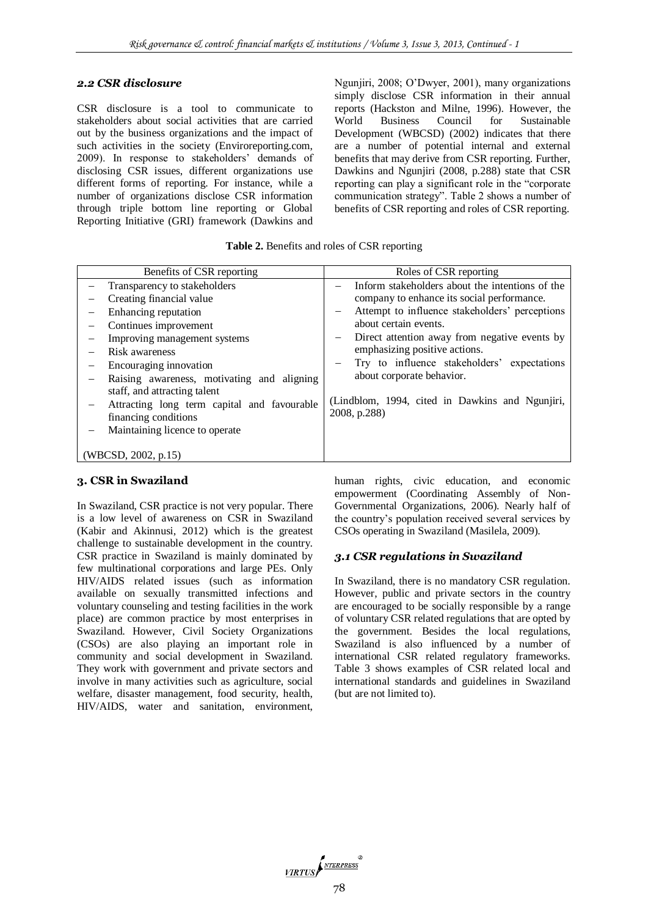### *2.2 CSR disclosure*

CSR disclosure is a tool to communicate to stakeholders about social activities that are carried out by the business organizations and the impact of such activities in the society (Enviroreporting.com, 2009). In response to stakeholders' demands of disclosing CSR issues, different organizations use different forms of reporting. For instance, while a number of organizations disclose CSR information through triple bottom line reporting or Global Reporting Initiative (GRI) framework (Dawkins and Ngunjiri, 2008; O'Dwyer, 2001), many organizations simply disclose CSR information in their annual reports (Hackston and Milne, 1996). However, the World Business Council for Sustainable Development (WBCSD) (2002) indicates that there are a number of potential internal and external benefits that may derive from CSR reporting. Further, Dawkins and Ngunjiri (2008, p.288) state that CSR reporting can play a significant role in the "corporate communication strategy". Table 2 shows a number of benefits of CSR reporting and roles of CSR reporting.

**Table 2.** Benefits and roles of CSR reporting

| Benefits of CSR reporting | Roles of CSR reporting |
|---|---|
| – Transparency to stakeholders<br>– Creating financial value<br>– Enhancing reputation<br>– Continues improvement<br>– Improving management systems<br>– Risk awareness<br>– Encouraging innovation<br>– Raising awareness, motivating and aligning staff, and attracting talent<br>– Attracting long term capital and favourable financing conditions<br>– Maintaining licence to operate<br><br>(WBCSD, 2002, p.15) | – Inform stakeholders about the intentions of the company to enhance its social performance.<br>– Attempt to influence stakeholders' perceptions about certain events.<br>– Direct attention away from negative events by emphasizing positive actions.<br>– Try to influence stakeholders' expectations about corporate behavior.<br><br>(Lindblom, 1994, cited in Dawkins and Ngunjiri, 2008, p.288) |

## 3. CSR in Swaziland

In Swaziland, CSR practice is not very popular. There is a low level of awareness on CSR in Swaziland (Kabir and Akinnusi, 2012) which is the greatest challenge to sustainable development in the country. CSR practice in Swaziland is mainly dominated by few multinational corporations and large PEs. Only HIV/AIDS related issues (such as information available on sexually transmitted infections and voluntary counseling and testing facilities in the work place) are common practice by most enterprises in Swaziland. However, Civil Society Organizations (CSOs) are also playing an important role in community and social development in Swaziland. They work with government and private sectors and involve in many activities such as agriculture, social welfare, disaster management, food security, health, HIV/AIDS, water and sanitation, environment, human rights, civic education, and economic empowerment (Coordinating Assembly of Non-Governmental Organizations, 2006). Nearly half of the country's population received several services by CSOs operating in Swaziland (Masilela, 2009).

### *3.1 CSR regulations in Swaziland*

In Swaziland, there is no mandatory CSR regulation. However, public and private sectors in the country are encouraged to be socially responsible by a range of voluntary CSR related regulations that are opted by the government. Besides the local regulations, Swaziland is also influenced by a number of international CSR related regulatory frameworks. Table 3 shows examples of CSR related local and international standards and guidelines in Swaziland (but are not limited to).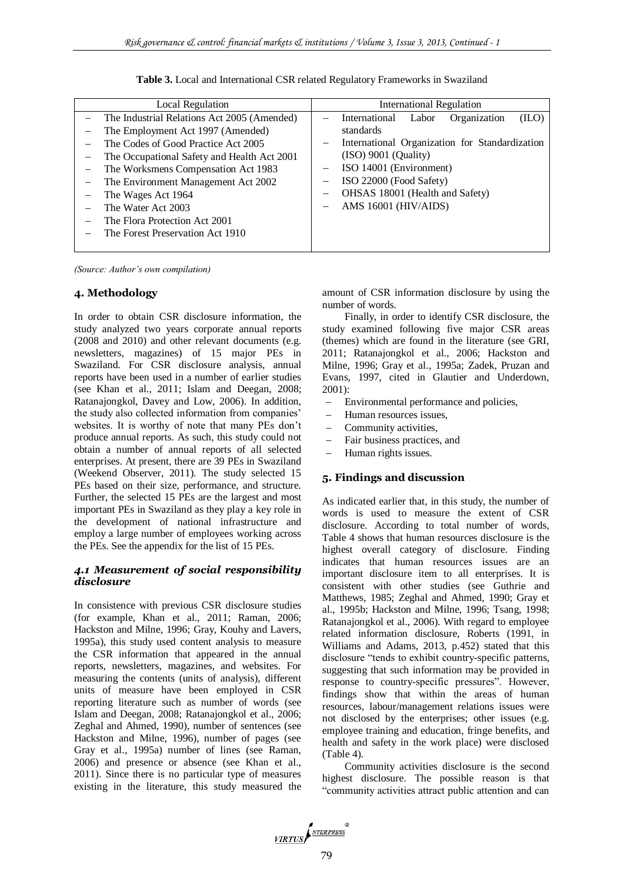**Table 3.** Local and International CSR related Regulatory Frameworks in Swaziland

| Local Regulation | International Regulation |
|---|---|
| – The Industrial Relations Act 2005 (Amended)<br>– The Employment Act 1997 (Amended)<br>– The Codes of Good Practice Act 2005<br>– The Occupational Safety and Health Act 2001<br>– The Worksmens Compensation Act 1983<br>– The Environment Management Act 2002<br>– The Wages Act 1964<br>– The Water Act 2003<br>– The Flora Protection Act 2001<br>– The Forest Preservation Act 1910 | – International Labor Organization (ILO) standards<br>– International Organization for Standardization (ISO) 9001 (Quality)<br>– ISO 14001 (Environment)<br>– ISO 22000 (Food Safety)<br>– OHSAS 18001 (Health and Safety)<br>– AMS 16001 (HIV/AIDS) |

*(Source: Author's own compilation)*

## 4. Methodology

In order to obtain CSR disclosure information, the study analyzed two years corporate annual reports (2008 and 2010) and other relevant documents (e.g. newsletters, magazines) of 15 major PEs in Swaziland. For CSR disclosure analysis, annual reports have been used in a number of earlier studies (see Khan et al., 2011; Islam and Deegan, 2008; Ratanajongkol, Davey and Low, 2006). In addition, the study also collected information from companies' websites. It is worthy of note that many PEs don't produce annual reports. As such, this study could not obtain a number of annual reports of all selected enterprises. At present, there are 39 PEs in Swaziland (Weekend Observer, 2011). The study selected 15 PEs based on their size, performance, and structure. Further, the selected 15 PEs are the largest and most important PEs in Swaziland as they play a key role in the development of national infrastructure and employ a large number of employees working across the PEs. See the appendix for the list of 15 PEs.

### 4.1 Measurement of social responsibility disclosure

In consistence with previous CSR disclosure studies (for example, Khan et al., 2011; Raman, 2006; Hackston and Milne, 1996; Gray, Kouhy and Lavers, 1995a), this study used content analysis to measure the CSR information that appeared in the annual reports, newsletters, magazines, and websites. For measuring the contents (units of analysis), different units of measure have been employed in CSR reporting literature such as number of words (see Islam and Deegan, 2008; Ratanajongkol et al., 2006; Zeghal and Ahmed, 1990), number of sentences (see Hackston and Milne, 1996), number of pages (see Gray et al., 1995a) number of lines (see Raman, 2006) and presence or absence (see Khan et al., 2011). Since there is no particular type of measures existing in the literature, this study measured the amount of CSR information disclosure by using the number of words.

Finally, in order to identify CSR disclosure, the study examined following five major CSR areas (themes) which are found in the literature (see GRI, 2011; Ratanajongkol et al., 2006; Hackston and Milne, 1996; Gray et al., 1995a; Zadek, Pruzan and Evans, 1997, cited in Glautier and Underdown, 2001):

- Environmental performance and policies,
- Human resources issues,
- Community activities,
- Fair business practices, and
- Human rights issues.

## 5. Findings and discussion

As indicated earlier that, in this study, the number of words is used to measure the extent of CSR disclosure. According to total number of words, Table 4 shows that human resources disclosure is the highest overall category of disclosure. Finding indicates that human resources issues are an important disclosure item to all enterprises. It is consistent with other studies (see Guthrie and Matthews, 1985; Zeghal and Ahmed, 1990; Gray et al., 1995b; Hackston and Milne, 1996; Tsang, 1998; Ratanajongkol et al., 2006). With regard to employee related information disclosure, Roberts (1991, in Williams and Adams, 2013, p.452) stated that this disclosure "tends to exhibit country-specific patterns, suggesting that such information may be provided in response to country-specific pressures". However, findings show that within the areas of human resources, labour/management relations issues were not disclosed by the enterprises; other issues (e.g. employee training and education, fringe benefits, and health and safety in the work place) were disclosed (Table 4).

Community activities disclosure is the second highest disclosure. The possible reason is that "community activities attract public attention and can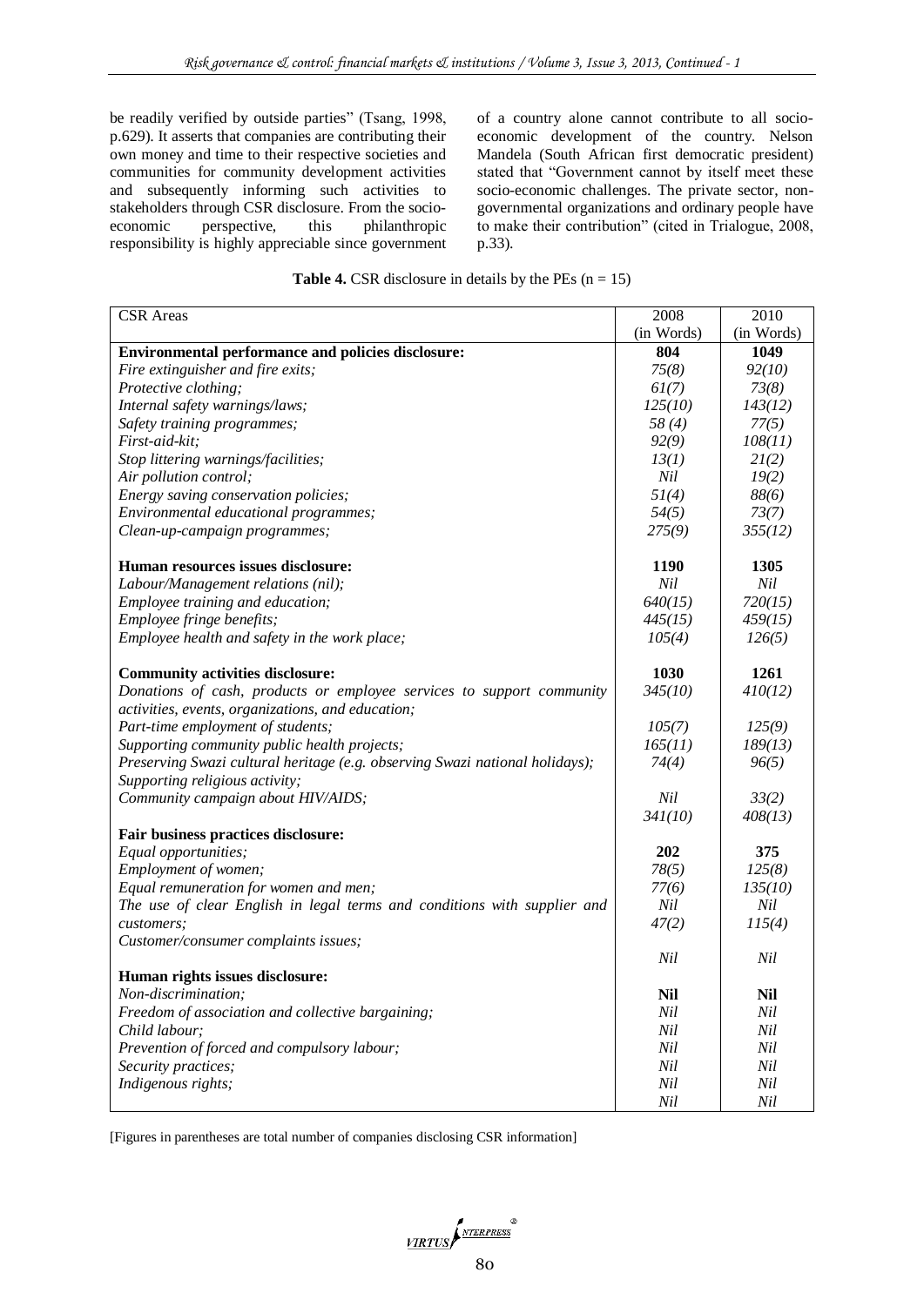be readily verified by outside parties" (Tsang, 1998, p.629). It asserts that companies are contributing their own money and time to their respective societies and communities for community development activities and subsequently informing such activities to stakeholders through CSR disclosure. From the socio-economic perspective, this philanthropic responsibility is highly appreciable since government of a country alone cannot contribute to all socio-economic development of the country. Nelson Mandela (South African first democratic president) stated that "Government cannot by itself meet these socio-economic challenges. The private sector, non-governmental organizations and ordinary people have to make their contribution" (cited in Trialogue, 2008, p.33).

**Table 4.** CSR disclosure in details by the PEs (n = 15)

| CSR Areas | 2008 (in Words) | 2010 (in Words) |
|---|---|---|
| **Environmental performance and policies disclosure:** | **804** | **1049** |
| *Fire extinguisher and fire exits;* | *75(8)* | *92(10)* |
| *Protective clothing;* | *61(7)* | *73(8)* |
| *Internal safety warnings/laws;* | *125(10)* | *143(12)* |
| *Safety training programmes;* | *58 (4)* | *77(5)* |
| *First-aid-kit;* | *92(9)* | *108(11)* |
| *Stop littering warnings/facilities;* | *13(1)* | *21(2)* |
| *Air pollution control;* | *Nil* | *19(2)* |
| *Energy saving conservation policies;* | *51(4)* | *88(6)* |
| *Environmental educational programmes;* | *54(5)* | *73(7)* |
| *Clean-up-campaign programmes;* | *275(9)* | *355(12)* |
| **Human resources issues disclosure:** | **1190** | **1305** |
| *Labour/Management relations (nil);* | *Nil* | *Nil* |
| *Employee training and education;* | *640(15)* | *720(15)* |
| *Employee fringe benefits;* | *445(15)* | *459(15)* |
| *Employee health and safety in the work place;* | *105(4)* | *126(5)* |
| **Community activities disclosure:** | **1030** | **1261** |
| *Donations of cash, products or employee services to support community activities, events, organizations, and education;* | *345(10)* | *410(12)* |
| *Part-time employment of students;* | *105(7)* | *125(9)* |
| *Supporting community public health projects;* | *165(11)* | *189(13)* |
| *Preserving Swazi cultural heritage (e.g. observing Swazi national holidays);* | *74(4)* | *96(5)* |
| *Supporting religious activity;* | | |
| *Community campaign about HIV/AIDS;* | *Nil* | *33(2)* |
| | *341(10)* | *408(13)* |
| **Fair business practices disclosure:** | | |
| *Equal opportunities;* | **202** | **375** |
| *Employment of women;* | *78(5)* | *125(8)* |
| *Equal remuneration for women and men;* | *77(6)* | *135(10)* |
| *The use of clear English in legal terms and conditions with supplier and* | *Nil* | *Nil* |
| *customers;* | *47(2)* | *115(4)* |
| *Customer/consumer complaints issues;* | | |
| | *Nil* | *Nil* |
| **Human rights issues disclosure:** | | |
| *Non-discrimination;* | **Nil** | **Nil** |
| *Freedom of association and collective bargaining;* | *Nil* | *Nil* |
| *Child labour;* | *Nil* | *Nil* |
| *Prevention of forced and compulsory labour;* | *Nil* | *Nil* |
| *Security practices;* | *Nil* | *Nil* |
| *Indigenous rights;* | *Nil* | *Nil* |
| | *Nil* | *Nil* |

[Figures in parentheses are total number of companies disclosing CSR information]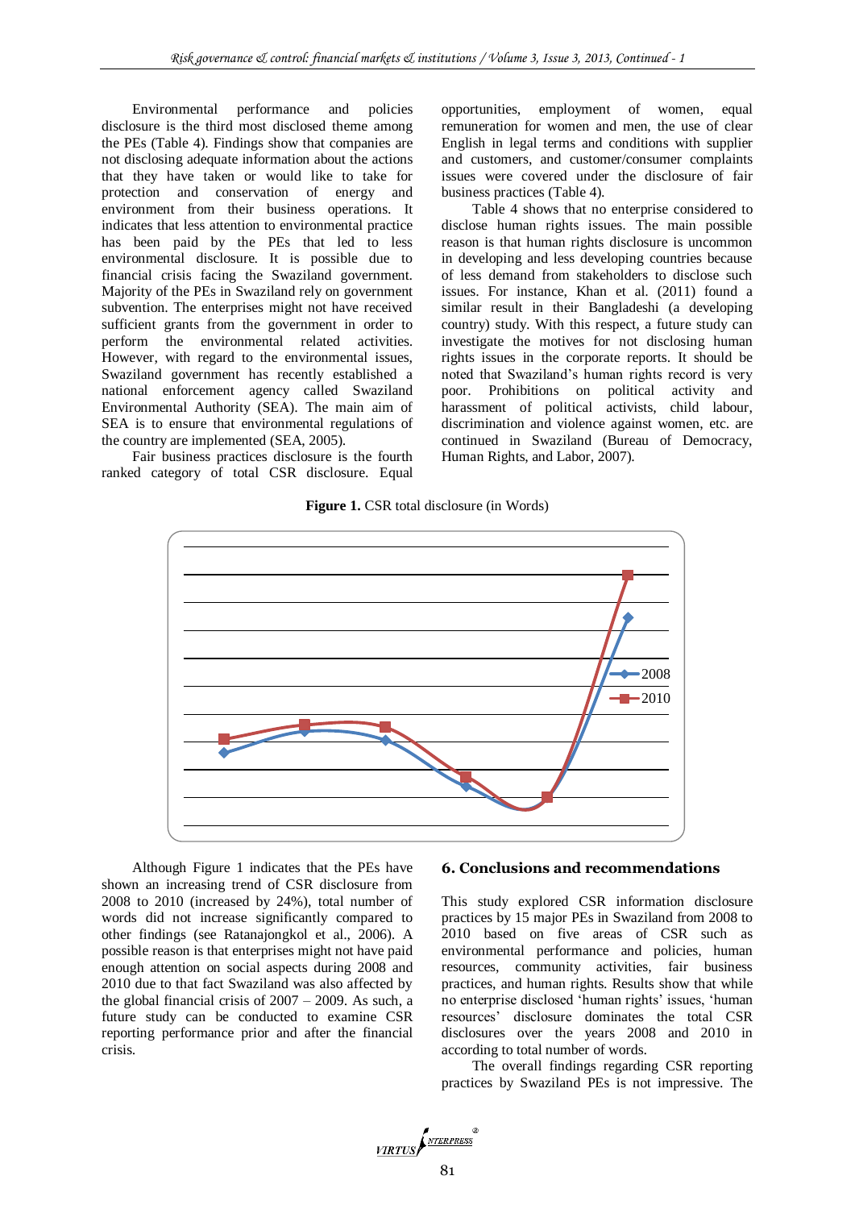Environmental performance and policies disclosure is the third most disclosed theme among the PEs (Table 4). Findings show that companies are not disclosing adequate information about the actions that they have taken or would like to take for protection and conservation of energy and environment from their business operations. It indicates that less attention to environmental practice has been paid by the PEs that led to less environmental disclosure. It is possible due to financial crisis facing the Swaziland government. Majority of the PEs in Swaziland rely on government subvention. The enterprises might not have received sufficient grants from the government in order to perform the environmental related activities. However, with regard to the environmental issues, Swaziland government has recently established a national enforcement agency called Swaziland Environmental Authority (SEA). The main aim of SEA is to ensure that environmental regulations of the country are implemented (SEA, 2005).

Fair business practices disclosure is the fourth ranked category of total CSR disclosure. Equal opportunities, employment of women, equal remuneration for women and men, the use of clear English in legal terms and conditions with supplier and customers, and customer/consumer complaints issues were covered under the disclosure of fair business practices (Table 4).

Table 4 shows that no enterprise considered to disclose human rights issues. The main possible reason is that human rights disclosure is uncommon in developing and less developing countries because of less demand from stakeholders to disclose such issues. For instance, Khan et al. (2011) found a similar result in their Bangladeshi (a developing country) study. With this respect, a future study can investigate the motives for not disclosing human rights issues in the corporate reports. It should be noted that Swaziland's human rights record is very poor. Prohibitions on political activity and harassment of political activists, child labour, discrimination and violence against women, etc. are continued in Swaziland (Bureau of Democracy, Human Rights, and Labor, 2007).

**Figure 1.** CSR total disclosure (in Words)

Although Figure 1 indicates that the PEs have shown an increasing trend of CSR disclosure from 2008 to 2010 (increased by 24%), total number of words did not increase significantly compared to other findings (see Ratanajongkol et al., 2006). A possible reason is that enterprises might not have paid enough attention on social aspects during 2008 and 2010 due to that fact Swaziland was also affected by the global financial crisis of 2007 – 2009. As such, a future study can be conducted to examine CSR reporting performance prior and after the financial crisis.

## 6. Conclusions and recommendations

This study explored CSR information disclosure practices by 15 major PEs in Swaziland from 2008 to 2010 based on five areas of CSR such as environmental performance and policies, human resources, community activities, fair business practices, and human rights. Results show that while no enterprise disclosed 'human rights' issues, 'human resources' disclosure dominates the total CSR disclosures over the years 2008 and 2010 in according to total number of words.

The overall findings regarding CSR reporting practices by Swaziland PEs is not impressive. The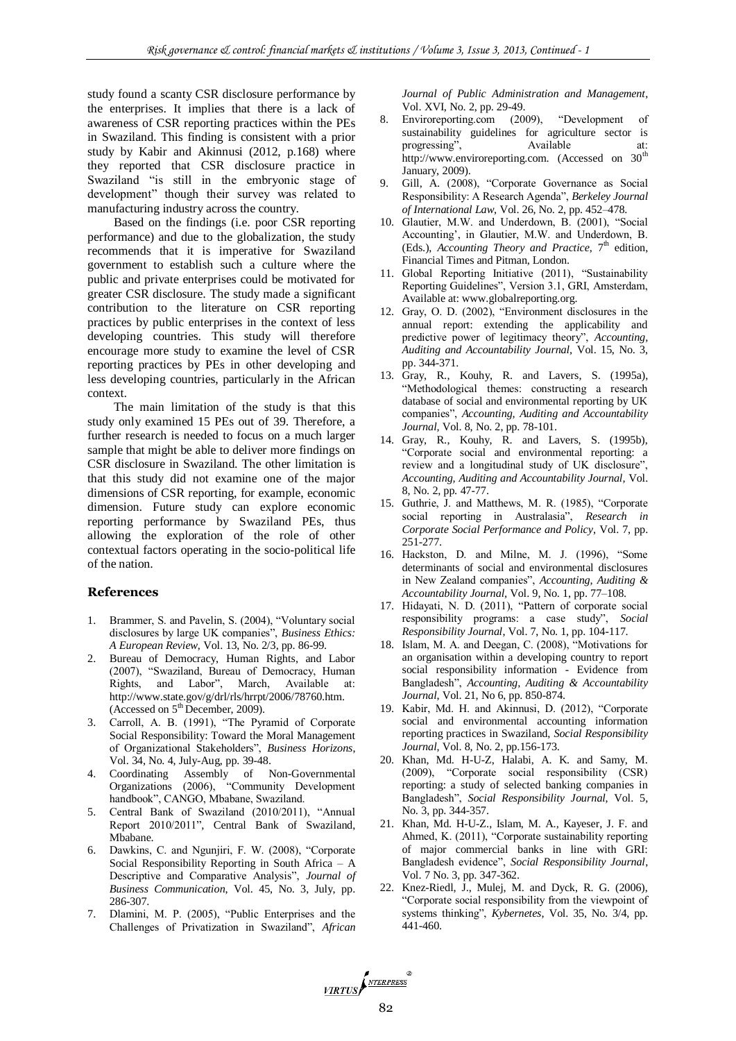study found a scanty CSR disclosure performance by the enterprises. It implies that there is a lack of awareness of CSR reporting practices within the PEs in Swaziland. This finding is consistent with a prior study by Kabir and Akinnusi (2012, p.168) where they reported that CSR disclosure practice in Swaziland "is still in the embryonic stage of development" though their survey was related to manufacturing industry across the country.

Based on the findings (i.e. poor CSR reporting performance) and due to the globalization, the study recommends that it is imperative for Swaziland government to establish such a culture where the public and private enterprises could be motivated for greater CSR disclosure. The study made a significant contribution to the literature on CSR reporting practices by public enterprises in the context of less developing countries. This study will therefore encourage more study to examine the level of CSR reporting practices by PEs in other developing and less developing countries, particularly in the African context.

The main limitation of the study is that this study only examined 15 PEs out of 39. Therefore, a further research is needed to focus on a much larger sample that might be able to deliver more findings on CSR disclosure in Swaziland. The other limitation is that this study did not examine one of the major dimensions of CSR reporting, for example, economic dimension. Future study can explore economic reporting performance by Swaziland PEs, thus allowing the exploration of the role of other contextual factors operating in the socio-political life of the nation.

## References

1. Brammer, S. and Pavelin, S. (2004), "Voluntary social disclosures by large UK companies", *Business Ethics: A European Review*, Vol. 13, No. 2/3, pp. 86-99.
2. Bureau of Democracy, Human Rights, and Labor (2007), "Swaziland, Bureau of Democracy, Human Rights, and Labor", March, Available at: http://www.state.gov/g/drl/rls/hrrpt/2006/78760.htm. (Accessed on 5th December, 2009).
3. Carroll, A. B. (1991), "The Pyramid of Corporate Social Responsibility: Toward the Moral Management of Organizational Stakeholders", *Business Horizons*, Vol. 34, No. 4, July-Aug, pp. 39-48.
4. Coordinating Assembly of Non-Governmental Organizations (2006), "Community Development handbook", CANGO, Mbabane, Swaziland.
5. Central Bank of Swaziland (2010/2011), "Annual Report 2010/2011", Central Bank of Swaziland, Mbabane.
6. Dawkins, C. and Ngunjiri, F. W. (2008), "Corporate Social Responsibility Reporting in South Africa – A Descriptive and Comparative Analysis", *Journal of Business Communication*, Vol. 45, No. 3, July, pp. 286-307.
7. Dlamini, M. P. (2005), "Public Enterprises and the Challenges of Privatization in Swaziland", *African Journal of Public Administration and Management*, Vol. XVI, No. 2, pp. 29-49.
8. Enviroreporting.com (2009), "Development of sustainability guidelines for agriculture sector is progressing", Available at: http://www.enviroreporting.com. (Accessed on 30th January, 2009).
9. Gill, A. (2008), "Corporate Governance as Social Responsibility: A Research Agenda", *Berkeley Journal of International Law*, Vol. 26, No. 2, pp. 452–478.
10. Glautier, M.W. and Underdown, B. (2001), "Social Accounting', in Glautier, M.W. and Underdown, B. (Eds.), *Accounting Theory and Practice*, 7th edition, Financial Times and Pitman, London.
11. Global Reporting Initiative (2011), "Sustainability Reporting Guidelines", Version 3.1, GRI, Amsterdam, Available at: www.globalreporting.org.
12. Gray, O. D. (2002), "Environment disclosures in the annual report: extending the applicability and predictive power of legitimacy theory", *Accounting, Auditing and Accountability Journal*, Vol. 15, No. 3, pp. 344-371.
13. Gray, R., Kouhy, R. and Lavers, S. (1995a), "Methodological themes: constructing a research database of social and environmental reporting by UK companies", *Accounting, Auditing and Accountability Journal*, Vol. 8, No. 2, pp. 78-101.
14. Gray, R., Kouhy, R. and Lavers, S. (1995b), "Corporate social and environmental reporting: a review and a longitudinal study of UK disclosure", *Accounting, Auditing and Accountability Journal*, Vol. 8, No. 2, pp. 47-77.
15. Guthrie, J. and Matthews, M. R. (1985), "Corporate social reporting in Australasia", *Research in Corporate Social Performance and Policy*, Vol. 7, pp. 251-277.
16. Hackston, D. and Milne, M. J. (1996), "Some determinants of social and environmental disclosures in New Zealand companies", *Accounting, Auditing & Accountability Journal*, Vol. 9, No. 1, pp. 77–108.
17. Hidayati, N. D. (2011), "Pattern of corporate social responsibility programs: a case study", *Social Responsibility Journal*, Vol. 7, No. 1, pp. 104-117.
18. Islam, M. A. and Deegan, C. (2008), "Motivations for an organisation within a developing country to report social responsibility information - Evidence from Bangladesh", *Accounting, Auditing & Accountability Journal*, Vol. 21, No 6, pp. 850-874.
19. Kabir, Md. H. and Akinnusi, D. (2012), "Corporate social and environmental accounting information reporting practices in Swaziland, *Social Responsibility Journal*, Vol. 8, No. 2, pp.156-173.
20. Khan, Md. H-U-Z, Halabi, A. K. and Samy, M. (2009), "Corporate social responsibility (CSR) reporting: a study of selected banking companies in Bangladesh", *Social Responsibility Journal*, Vol. 5, No. 3, pp. 344-357.
21. Khan, Md. H-U-Z., Islam, M. A., Kayeser, J. F. and Ahmed, K. (2011), "Corporate sustainability reporting of major commercial banks in line with GRI: Bangladesh evidence", *Social Responsibility Journal*, Vol. 7 No. 3, pp. 347-362.
22. Knez-Riedl, J., Mulej, M. and Dyck, R. G. (2006), "Corporate social responsibility from the viewpoint of systems thinking", *Kybernetes*, Vol. 35, No. 3/4, pp. 441-460.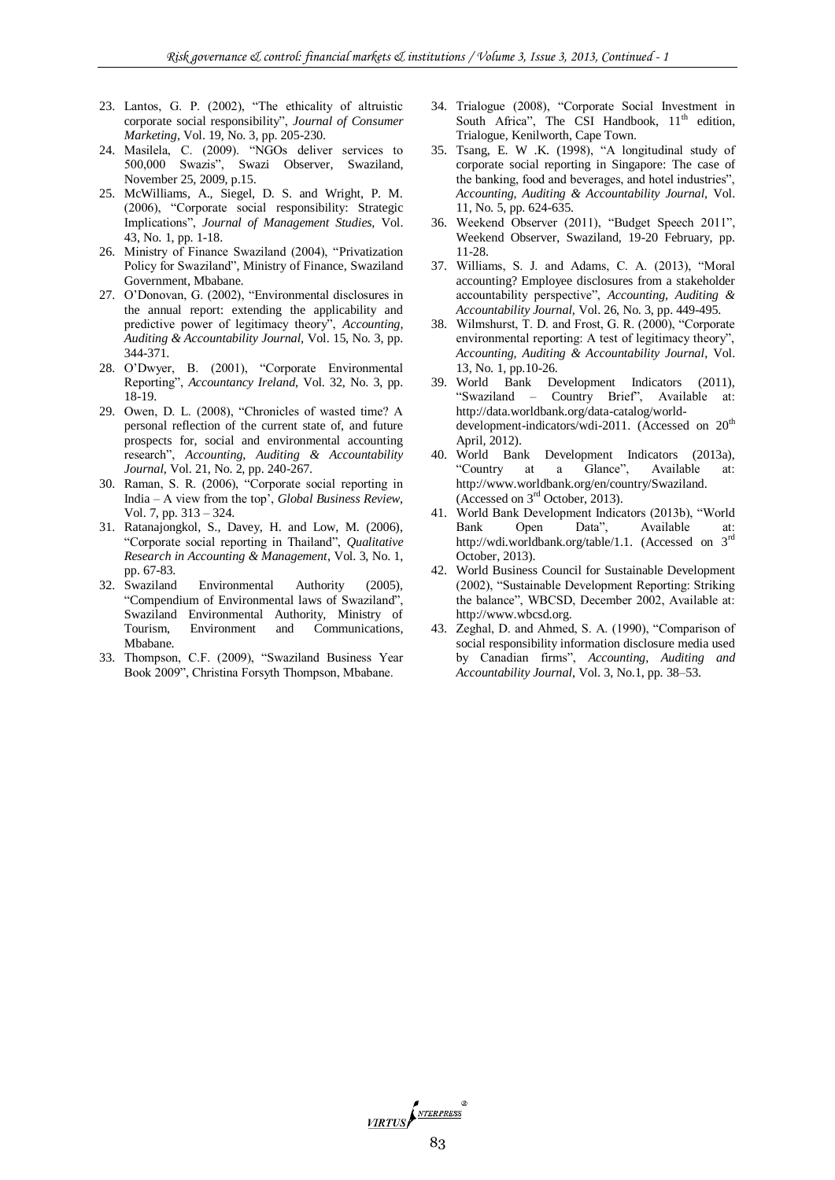23. Lantos, G. P. (2002), "The ethicality of altruistic corporate social responsibility", *Journal of Consumer Marketing*, Vol. 19, No. 3, pp. 205-230.
24. Masilela, C. (2009). "NGOs deliver services to 500,000 Swazis", Swazi Observer, Swaziland, November 25, 2009, p.15.
25. McWilliams, A., Siegel, D. S. and Wright, P. M. (2006), "Corporate social responsibility: Strategic Implications", *Journal of Management Studies*, Vol. 43, No. 1, pp. 1-18.
26. Ministry of Finance Swaziland (2004), "Privatization Policy for Swaziland", Ministry of Finance, Swaziland Government, Mbabane.
27. O'Donovan, G. (2002), "Environmental disclosures in the annual report: extending the applicability and predictive power of legitimacy theory", *Accounting, Auditing & Accountability Journal*, Vol. 15, No. 3, pp. 344-371.
28. O'Dwyer, B. (2001), "Corporate Environmental Reporting", *Accountancy Ireland*, Vol. 32, No. 3, pp. 18-19.
29. Owen, D. L. (2008), "Chronicles of wasted time? A personal reflection of the current state of, and future prospects for, social and environmental accounting research", *Accounting, Auditing & Accountability Journal*, Vol. 21, No. 2, pp. 240-267.
30. Raman, S. R. (2006), "Corporate social reporting in India – A view from the top', *Global Business Review*, Vol. 7, pp. 313 – 324.
31. Ratanajongkol, S., Davey, H. and Low, M. (2006), "Corporate social reporting in Thailand", *Qualitative Research in Accounting & Management*, Vol. 3, No. 1, pp. 67-83.
32. Swaziland Environmental Authority (2005), "Compendium of Environmental laws of Swaziland", Swaziland Environmental Authority, Ministry of Tourism, Environment and Communications, Mbabane.
33. Thompson, C.F. (2009), "Swaziland Business Year Book 2009", Christina Forsyth Thompson, Mbabane.
34. Trialogue (2008), "Corporate Social Investment in South Africa", The CSI Handbook, 11th edition, Trialogue, Kenilworth, Cape Town.
35. Tsang, E. W .K. (1998), "A longitudinal study of corporate social reporting in Singapore: The case of the banking, food and beverages, and hotel industries", *Accounting, Auditing & Accountability Journal*, Vol. 11, No. 5, pp. 624-635.
36. Weekend Observer (2011), "Budget Speech 2011", Weekend Observer, Swaziland, 19-20 February, pp. 11-28.
37. Williams, S. J. and Adams, C. A. (2013), "Moral accounting? Employee disclosures from a stakeholder accountability perspective", *Accounting, Auditing & Accountability Journal*, Vol. 26, No. 3, pp. 449-495.
38. Wilmshurst, T. D. and Frost, G. R. (2000), "Corporate environmental reporting: A test of legitimacy theory", *Accounting, Auditing & Accountability Journal*, Vol. 13, No. 1, pp.10-26.
39. World Bank Development Indicators (2011), "Swaziland – Country Brief", Available at: http://data.worldbank.org/data-catalog/world-development-indicators/wdi-2011. (Accessed on 20th April, 2012).
40. World Bank Development Indicators (2013a), "Country at a Glance", Available at: http://www.worldbank.org/en/country/Swaziland. (Accessed on 3rd October, 2013).
41. World Bank Development Indicators (2013b), "World Bank Open Data", Available at: http://wdi.worldbank.org/table/1.1. (Accessed on 3rd October, 2013).
42. World Business Council for Sustainable Development (2002), "Sustainable Development Reporting: Striking the balance", WBCSD, December 2002, Available at: http://www.wbcsd.org.
43. Zeghal, D. and Ahmed, S. A. (1990), "Comparison of social responsibility information disclosure media used by Canadian firms", *Accounting, Auditing and Accountability Journal*, Vol. 3, No.1, pp. 38–53.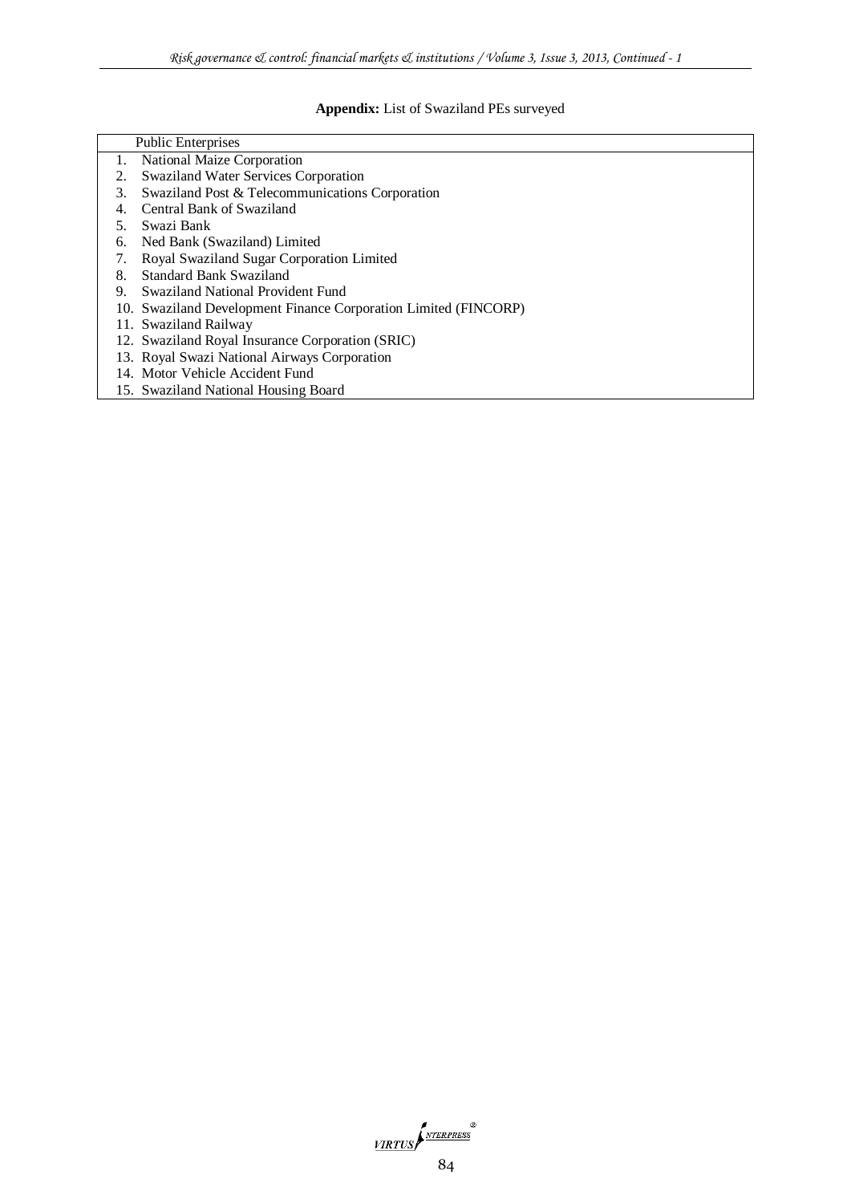**Appendix:** List of Swaziland PEs surveyed

| Public Enterprises |
| --- |
| 1. National Maize Corporation |
| 2. Swaziland Water Services Corporation |
| 3. Swaziland Post & Telecommunications Corporation |
| 4. Central Bank of Swaziland |
| 5. Swazi Bank |
| 6. Ned Bank (Swaziland) Limited |
| 7. Royal Swaziland Sugar Corporation Limited |
| 8. Standard Bank Swaziland |
| 9. Swaziland National Provident Fund |
| 10. Swaziland Development Finance Corporation Limited (FINCORP) |
| 11. Swaziland Railway |
| 12. Swaziland Royal Insurance Corporation (SRIC) |
| 13. Royal Swazi National Airways Corporation |
| 14. Motor Vehicle Accident Fund |
| 15. Swaziland National Housing Board |